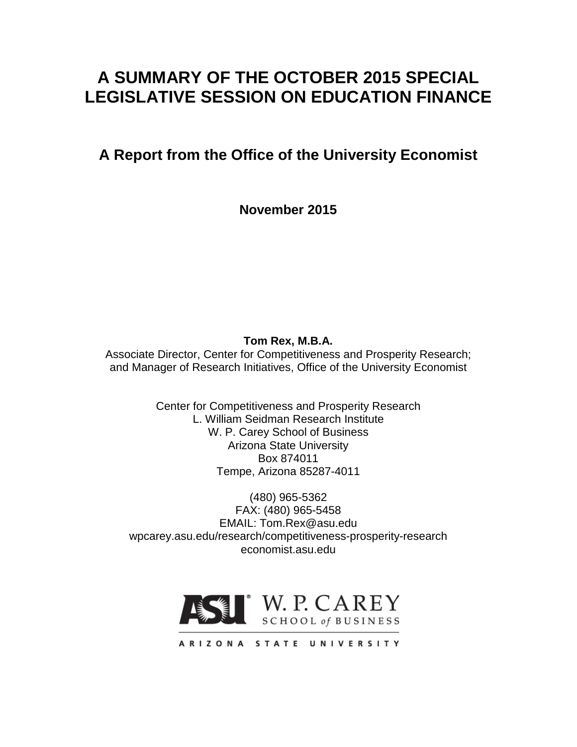# A SUMMARY OF THE OCTOBER 2015 SPECIAL LEGISLATIVE SESSION ON EDUCATION FINANCE

## A Report from the Office of the University Economist

**November 2015**

**Tom Rex, M.B.A.**
Associate Director, Center for Competitiveness and Prosperity Research;
and Manager of Research Initiatives, Office of the University Economist

Center for Competitiveness and Prosperity Research
L. William Seidman Research Institute
W. P. Carey School of Business
Arizona State University
Box 874011
Tempe, Arizona 85287-4011

(480) 965-5362
FAX: (480) 965-5458
EMAIL: Tom.Rex@asu.edu
wpcarey.asu.edu/research/competitiveness-prosperity-research
economist.asu.edu

ASU W. P. CAREY SCHOOL of BUSINESS

ARIZONA STATE UNIVERSITY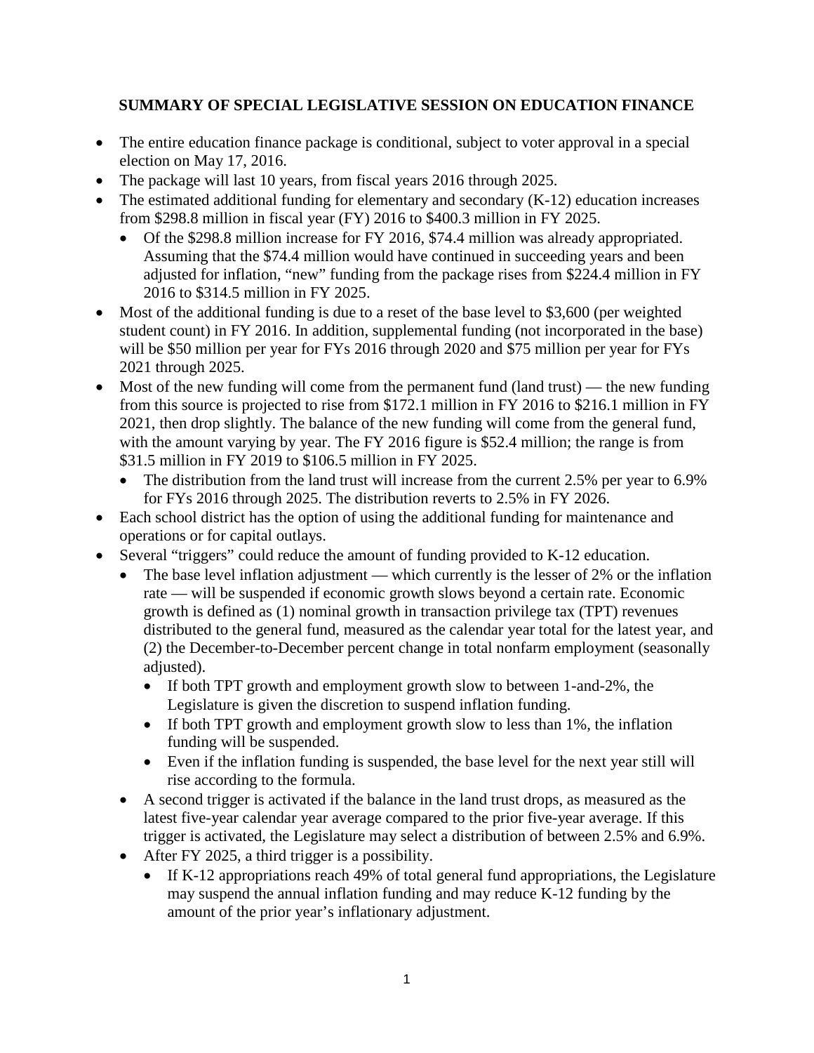**SUMMARY OF SPECIAL LEGISLATIVE SESSION ON EDUCATION FINANCE**

- The entire education finance package is conditional, subject to voter approval in a special election on May 17, 2016.
- The package will last 10 years, from fiscal years 2016 through 2025.
- The estimated additional funding for elementary and secondary (K-12) education increases from $298.8 million in fiscal year (FY) 2016 to $400.3 million in FY 2025.
  - Of the $298.8 million increase for FY 2016, $74.4 million was already appropriated. Assuming that the $74.4 million would have continued in succeeding years and been adjusted for inflation, "new" funding from the package rises from $224.4 million in FY 2016 to $314.5 million in FY 2025.
- Most of the additional funding is due to a reset of the base level to $3,600 (per weighted student count) in FY 2016. In addition, supplemental funding (not incorporated in the base) will be $50 million per year for FYs 2016 through 2020 and $75 million per year for FYs 2021 through 2025.
- Most of the new funding will come from the permanent fund (land trust) — the new funding from this source is projected to rise from $172.1 million in FY 2016 to $216.1 million in FY 2021, then drop slightly. The balance of the new funding will come from the general fund, with the amount varying by year. The FY 2016 figure is $52.4 million; the range is from $31.5 million in FY 2019 to $106.5 million in FY 2025.
  - The distribution from the land trust will increase from the current 2.5% per year to 6.9% for FYs 2016 through 2025. The distribution reverts to 2.5% in FY 2026.
- Each school district has the option of using the additional funding for maintenance and operations or for capital outlays.
- Several "triggers" could reduce the amount of funding provided to K-12 education.
  - The base level inflation adjustment — which currently is the lesser of 2% or the inflation rate — will be suspended if economic growth slows beyond a certain rate. Economic growth is defined as (1) nominal growth in transaction privilege tax (TPT) revenues distributed to the general fund, measured as the calendar year total for the latest year, and (2) the December-to-December percent change in total nonfarm employment (seasonally adjusted).
    - If both TPT growth and employment growth slow to between 1-and-2%, the Legislature is given the discretion to suspend inflation funding.
    - If both TPT growth and employment growth slow to less than 1%, the inflation funding will be suspended.
    - Even if the inflation funding is suspended, the base level for the next year still will rise according to the formula.
  - A second trigger is activated if the balance in the land trust drops, as measured as the latest five-year calendar year average compared to the prior five-year average. If this trigger is activated, the Legislature may select a distribution of between 2.5% and 6.9%.
  - After FY 2025, a third trigger is a possibility.
    - If K-12 appropriations reach 49% of total general fund appropriations, the Legislature may suspend the annual inflation funding and may reduce K-12 funding by the amount of the prior year's inflationary adjustment.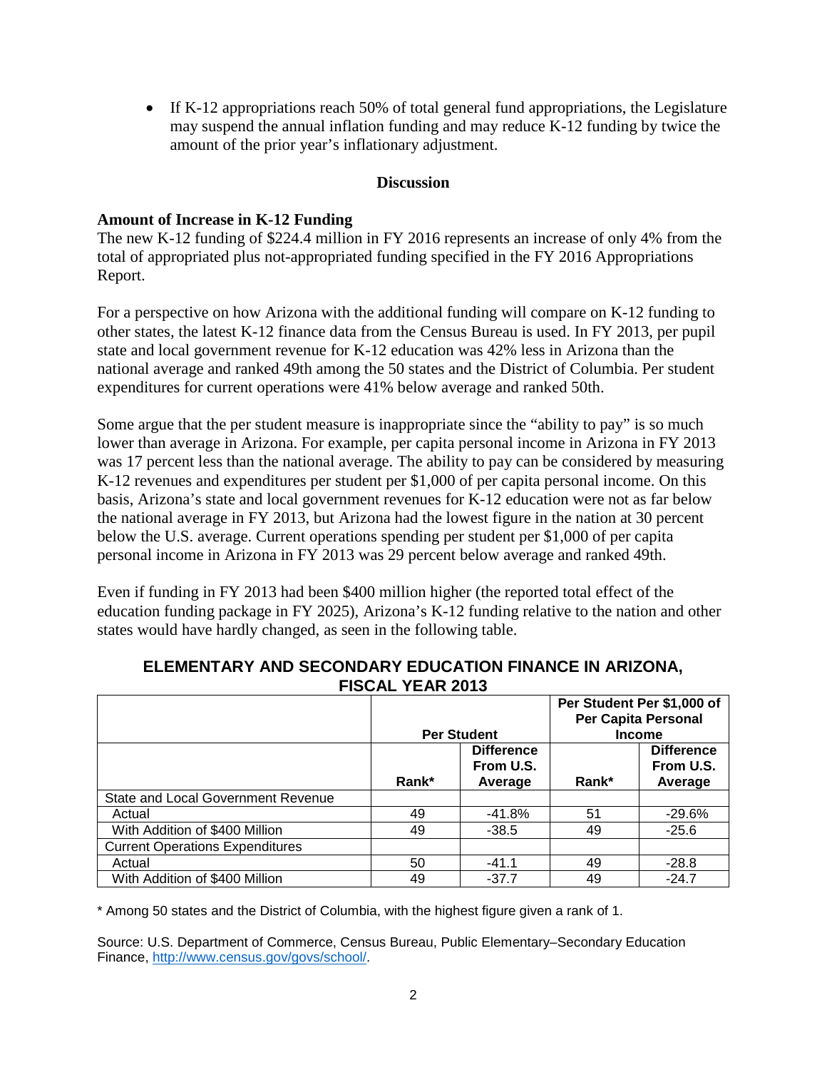- If K-12 appropriations reach 50% of total general fund appropriations, the Legislature may suspend the annual inflation funding and may reduce K-12 funding by twice the amount of the prior year's inflationary adjustment.

## Discussion

### Amount of Increase in K-12 Funding

The new K-12 funding of $224.4 million in FY 2016 represents an increase of only 4% from the total of appropriated plus not-appropriated funding specified in the FY 2016 Appropriations Report.

For a perspective on how Arizona with the additional funding will compare on K-12 funding to other states, the latest K-12 finance data from the Census Bureau is used. In FY 2013, per pupil state and local government revenue for K-12 education was 42% less in Arizona than the national average and ranked 49th among the 50 states and the District of Columbia. Per student expenditures for current operations were 41% below average and ranked 50th.

Some argue that the per student measure is inappropriate since the "ability to pay" is so much lower than average in Arizona. For example, per capita personal income in Arizona in FY 2013 was 17 percent less than the national average. The ability to pay can be considered by measuring K-12 revenues and expenditures per student per $1,000 of per capita personal income. On this basis, Arizona's state and local government revenues for K-12 education were not as far below the national average in FY 2013, but Arizona had the lowest figure in the nation at 30 percent below the U.S. average. Current operations spending per student per $1,000 of per capita personal income in Arizona in FY 2013 was 29 percent below average and ranked 49th.

Even if funding in FY 2013 had been $400 million higher (the reported total effect of the education funding package in FY 2025), Arizona's K-12 funding relative to the nation and other states would have hardly changed, as seen in the following table.

**ELEMENTARY AND SECONDARY EDUCATION FINANCE IN ARIZONA, FISCAL YEAR 2013**

| | Per Student | | Per Student Per $1,000 of Per Capita Personal Income | |
|---|---|---|---|---|
| | Rank* | Difference From U.S. Average | Rank* | Difference From U.S. Average |
| State and Local Government Revenue | | | | |
| Actual | 49 | -41.8% | 51 | -29.6% |
| With Addition of $400 Million | 49 | -38.5 | 49 | -25.6 |
| Current Operations Expenditures | | | | |
| Actual | 50 | -41.1 | 49 | -28.8 |
| With Addition of $400 Million | 49 | -37.7 | 49 | -24.7 |

* Among 50 states and the District of Columbia, with the highest figure given a rank of 1.

Source: U.S. Department of Commerce, Census Bureau, Public Elementary–Secondary Education Finance, http://www.census.gov/govs/school/.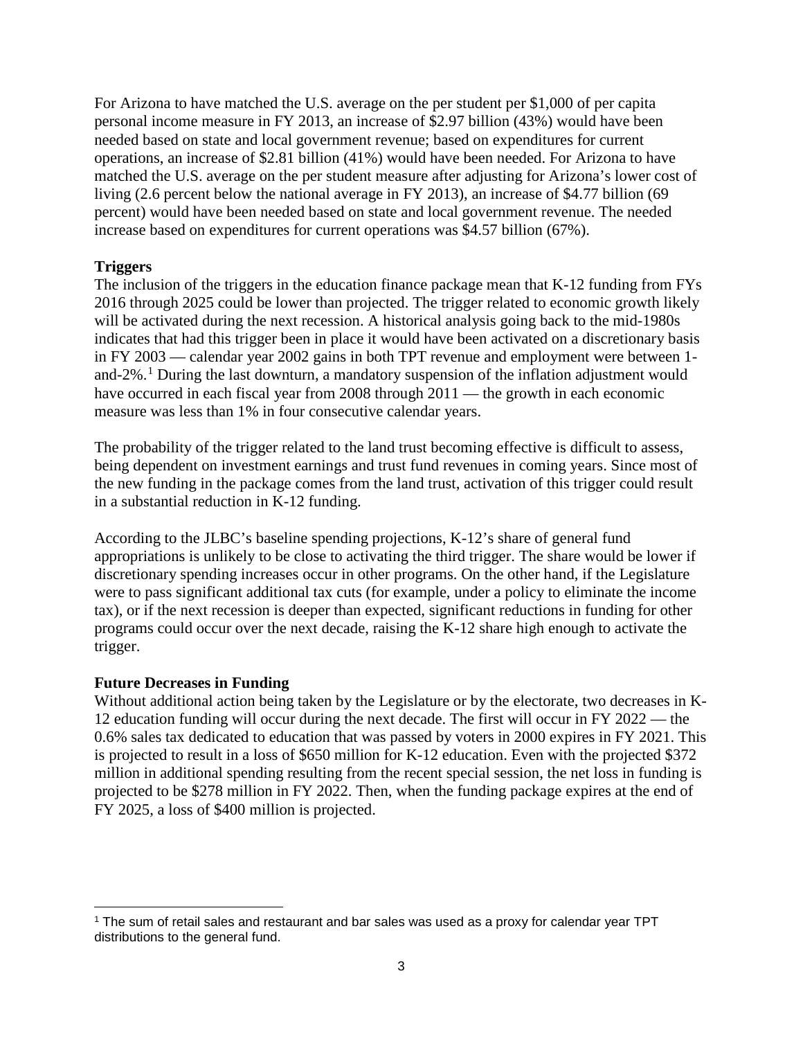For Arizona to have matched the U.S. average on the per student per \$1,000 of per capita personal income measure in FY 2013, an increase of \$2.97 billion (43%) would have been needed based on state and local government revenue; based on expenditures for current operations, an increase of \$2.81 billion (41%) would have been needed. For Arizona to have matched the U.S. average on the per student measure after adjusting for Arizona's lower cost of living (2.6 percent below the national average in FY 2013), an increase of \$4.77 billion (69 percent) would have been needed based on state and local government revenue. The needed increase based on expenditures for current operations was \$4.57 billion (67%).

**Triggers**

The inclusion of the triggers in the education finance package mean that K-12 funding from FYs 2016 through 2025 could be lower than projected. The trigger related to economic growth likely will be activated during the next recession. A historical analysis going back to the mid-1980s indicates that had this trigger been in place it would have been activated on a discretionary basis in FY 2003 — calendar year 2002 gains in both TPT revenue and employment were between 1-and-2%.[1] During the last downturn, a mandatory suspension of the inflation adjustment would have occurred in each fiscal year from 2008 through 2011 — the growth in each economic measure was less than 1% in four consecutive calendar years.

The probability of the trigger related to the land trust becoming effective is difficult to assess, being dependent on investment earnings and trust fund revenues in coming years. Since most of the new funding in the package comes from the land trust, activation of this trigger could result in a substantial reduction in K-12 funding.

According to the JLBC's baseline spending projections, K-12's share of general fund appropriations is unlikely to be close to activating the third trigger. The share would be lower if discretionary spending increases occur in other programs. On the other hand, if the Legislature were to pass significant additional tax cuts (for example, under a policy to eliminate the income tax), or if the next recession is deeper than expected, significant reductions in funding for other programs could occur over the next decade, raising the K-12 share high enough to activate the trigger.

**Future Decreases in Funding**

Without additional action being taken by the Legislature or by the electorate, two decreases in K-12 education funding will occur during the next decade. The first will occur in FY 2022 — the 0.6% sales tax dedicated to education that was passed by voters in 2000 expires in FY 2021. This is projected to result in a loss of \$650 million for K-12 education. Even with the projected \$372 million in additional spending resulting from the recent special session, the net loss in funding is projected to be \$278 million in FY 2022. Then, when the funding package expires at the end of FY 2025, a loss of \$400 million is projected.

---

[1] The sum of retail sales and restaurant and bar sales was used as a proxy for calendar year TPT distributions to the general fund.